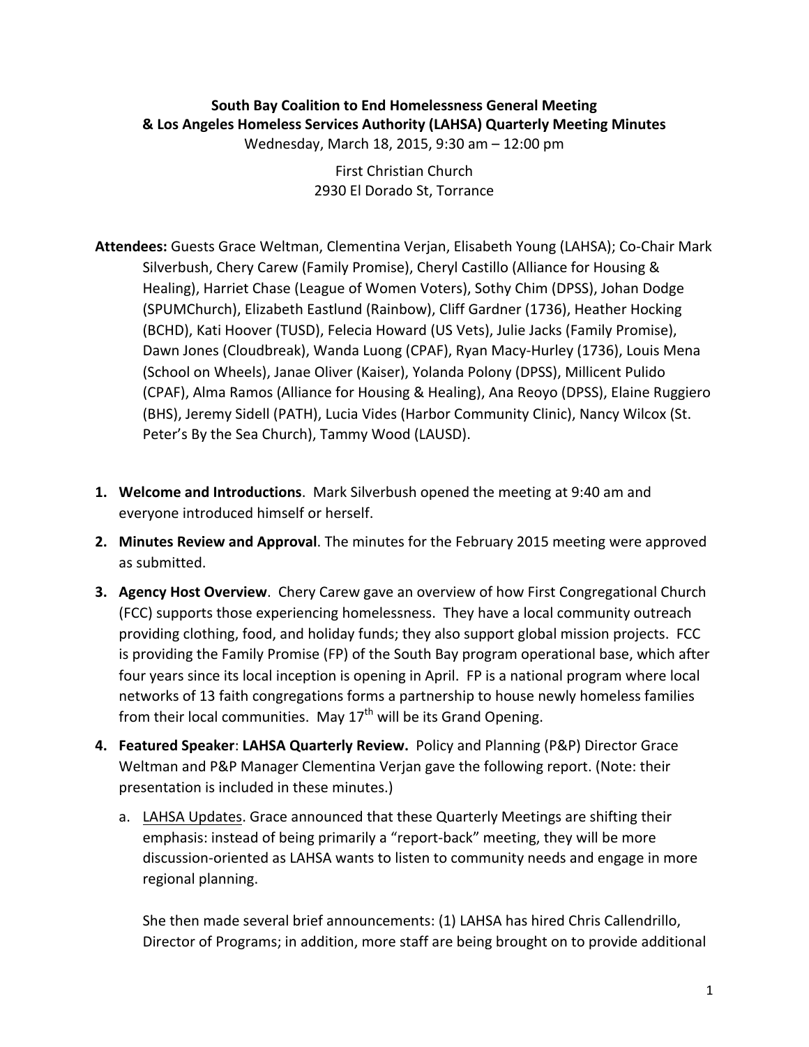**South Bay Coalition to End Homelessness General Meeting**
**& Los Angeles Homeless Services Authority (LAHSA) Quarterly Meeting Minutes**
Wednesday, March 18, 2015, 9:30 am – 12:00 pm

First Christian Church
2930 El Dorado St, Torrance

**Attendees:** Guests Grace Weltman, Clementina Verjan, Elisabeth Young (LAHSA); Co-Chair Mark Silverbush, Chery Carew (Family Promise), Cheryl Castillo (Alliance for Housing & Healing), Harriet Chase (League of Women Voters), Sothy Chim (DPSS), Johan Dodge (SPUMChurch), Elizabeth Eastlund (Rainbow), Cliff Gardner (1736), Heather Hocking (BCHD), Kati Hoover (TUSD), Felecia Howard (US Vets), Julie Jacks (Family Promise), Dawn Jones (Cloudbreak), Wanda Luong (CPAF), Ryan Macy-Hurley (1736), Louis Mena (School on Wheels), Janae Oliver (Kaiser), Yolanda Polony (DPSS), Millicent Pulido (CPAF), Alma Ramos (Alliance for Housing & Healing), Ana Reoyo (DPSS), Elaine Ruggiero (BHS), Jeremy Sidell (PATH), Lucia Vides (Harbor Community Clinic), Nancy Wilcox (St. Peter's By the Sea Church), Tammy Wood (LAUSD).

1. **Welcome and Introductions**. Mark Silverbush opened the meeting at 9:40 am and everyone introduced himself or herself.
2. **Minutes Review and Approval**. The minutes for the February 2015 meeting were approved as submitted.
3. **Agency Host Overview**. Chery Carew gave an overview of how First Congregational Church (FCC) supports those experiencing homelessness. They have a local community outreach providing clothing, food, and holiday funds; they also support global mission projects. FCC is providing the Family Promise (FP) of the South Bay program operational base, which after four years since its local inception is opening in April. FP is a national program where local networks of 13 faith congregations forms a partnership to house newly homeless families from their local communities. May 17th will be its Grand Opening.
4. **Featured Speaker**: **LAHSA Quarterly Review.** Policy and Planning (P&P) Director Grace Weltman and P&P Manager Clementina Verjan gave the following report. (Note: their presentation is included in these minutes.)
   a. LAHSA Updates. Grace announced that these Quarterly Meetings are shifting their emphasis: instead of being primarily a "report-back" meeting, they will be more discussion-oriented as LAHSA wants to listen to community needs and engage in more regional planning.

      She then made several brief announcements: (1) LAHSA has hired Chris Callendrillo, Director of Programs; in addition, more staff are being brought on to provide additional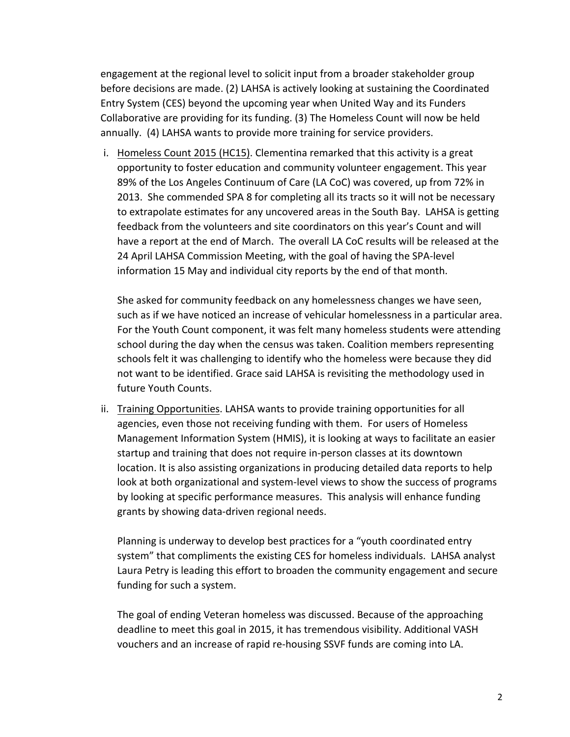engagement at the regional level to solicit input from a broader stakeholder group before decisions are made. (2) LAHSA is actively looking at sustaining the Coordinated Entry System (CES) beyond the upcoming year when United Way and its Funders Collaborative are providing for its funding. (3) The Homeless Count will now be held annually. (4) LAHSA wants to provide more training for service providers.

i. Homeless Count 2015 (HC15). Clementina remarked that this activity is a great opportunity to foster education and community volunteer engagement. This year 89% of the Los Angeles Continuum of Care (LA CoC) was covered, up from 72% in 2013. She commended SPA 8 for completing all its tracts so it will not be necessary to extrapolate estimates for any uncovered areas in the South Bay. LAHSA is getting feedback from the volunteers and site coordinators on this year's Count and will have a report at the end of March. The overall LA CoC results will be released at the 24 April LAHSA Commission Meeting, with the goal of having the SPA-level information 15 May and individual city reports by the end of that month.

   She asked for community feedback on any homelessness changes we have seen, such as if we have noticed an increase of vehicular homelessness in a particular area. For the Youth Count component, it was felt many homeless students were attending school during the day when the census was taken. Coalition members representing schools felt it was challenging to identify who the homeless were because they did not want to be identified. Grace said LAHSA is revisiting the methodology used in future Youth Counts.

ii. Training Opportunities. LAHSA wants to provide training opportunities for all agencies, even those not receiving funding with them. For users of Homeless Management Information System (HMIS), it is looking at ways to facilitate an easier startup and training that does not require in-person classes at its downtown location. It is also assisting organizations in producing detailed data reports to help look at both organizational and system-level views to show the success of programs by looking at specific performance measures. This analysis will enhance funding grants by showing data-driven regional needs.

   Planning is underway to develop best practices for a "youth coordinated entry system" that compliments the existing CES for homeless individuals. LAHSA analyst Laura Petry is leading this effort to broaden the community engagement and secure funding for such a system.

   The goal of ending Veteran homeless was discussed. Because of the approaching deadline to meet this goal in 2015, it has tremendous visibility. Additional VASH vouchers and an increase of rapid re-housing SSVF funds are coming into LA.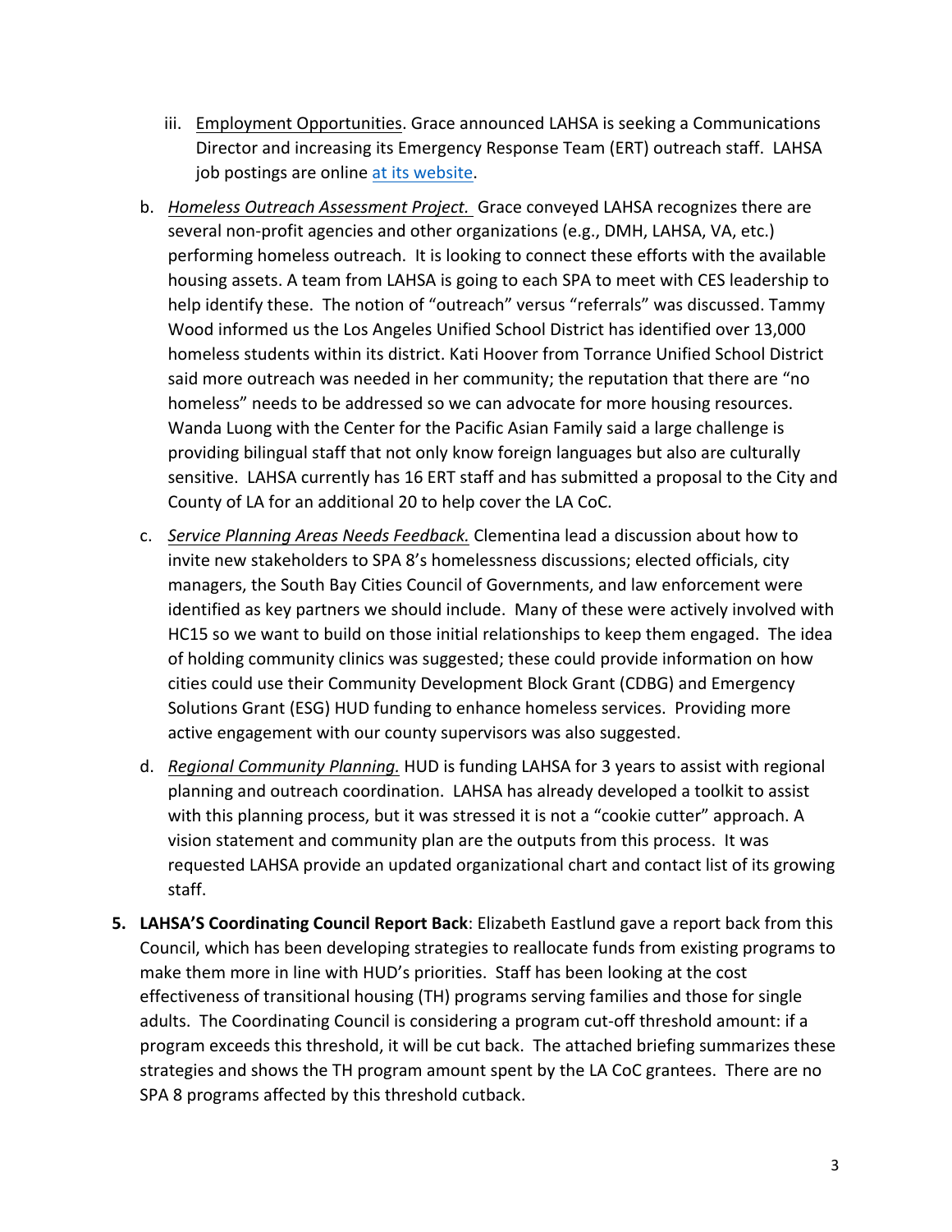iii. Employment Opportunities. Grace announced LAHSA is seeking a Communications Director and increasing its Emergency Response Team (ERT) outreach staff. LAHSA job postings are online at its website.

b. *Homeless Outreach Assessment Project.* Grace conveyed LAHSA recognizes there are several non-profit agencies and other organizations (e.g., DMH, LAHSA, VA, etc.) performing homeless outreach. It is looking to connect these efforts with the available housing assets. A team from LAHSA is going to each SPA to meet with CES leadership to help identify these. The notion of "outreach" versus "referrals" was discussed. Tammy Wood informed us the Los Angeles Unified School District has identified over 13,000 homeless students within its district. Kati Hoover from Torrance Unified School District said more outreach was needed in her community; the reputation that there are "no homeless" needs to be addressed so we can advocate for more housing resources. Wanda Luong with the Center for the Pacific Asian Family said a large challenge is providing bilingual staff that not only know foreign languages but also are culturally sensitive. LAHSA currently has 16 ERT staff and has submitted a proposal to the City and County of LA for an additional 20 to help cover the LA CoC.

c. *Service Planning Areas Needs Feedback.* Clementina lead a discussion about how to invite new stakeholders to SPA 8's homelessness discussions; elected officials, city managers, the South Bay Cities Council of Governments, and law enforcement were identified as key partners we should include. Many of these were actively involved with HC15 so we want to build on those initial relationships to keep them engaged. The idea of holding community clinics was suggested; these could provide information on how cities could use their Community Development Block Grant (CDBG) and Emergency Solutions Grant (ESG) HUD funding to enhance homeless services. Providing more active engagement with our county supervisors was also suggested.

d. *Regional Community Planning.* HUD is funding LAHSA for 3 years to assist with regional planning and outreach coordination. LAHSA has already developed a toolkit to assist with this planning process, but it was stressed it is not a "cookie cutter" approach. A vision statement and community plan are the outputs from this process. It was requested LAHSA provide an updated organizational chart and contact list of its growing staff.

5. **LAHSA'S Coordinating Council Report Back**: Elizabeth Eastlund gave a report back from this Council, which has been developing strategies to reallocate funds from existing programs to make them more in line with HUD's priorities. Staff has been looking at the cost effectiveness of transitional housing (TH) programs serving families and those for single adults. The Coordinating Council is considering a program cut-off threshold amount: if a program exceeds this threshold, it will be cut back. The attached briefing summarizes these strategies and shows the TH program amount spent by the LA CoC grantees. There are no SPA 8 programs affected by this threshold cutback.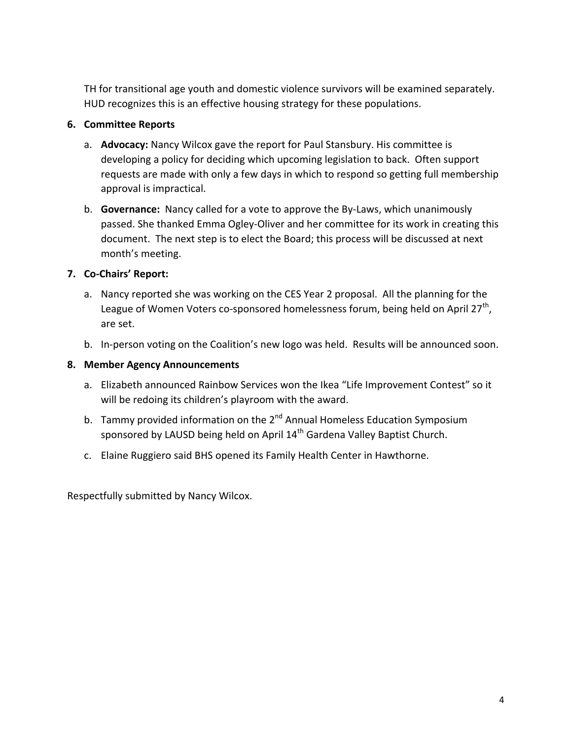TH for transitional age youth and domestic violence survivors will be examined separately. HUD recognizes this is an effective housing strategy for these populations.

**6. Committee Reports**

a. **Advocacy:** Nancy Wilcox gave the report for Paul Stansbury. His committee is developing a policy for deciding which upcoming legislation to back. Often support requests are made with only a few days in which to respond so getting full membership approval is impractical.

b. **Governance:** Nancy called for a vote to approve the By-Laws, which unanimously passed. She thanked Emma Ogley-Oliver and her committee for its work in creating this document. The next step is to elect the Board; this process will be discussed at next month's meeting.

**7. Co-Chairs' Report:**

a. Nancy reported she was working on the CES Year 2 proposal. All the planning for the League of Women Voters co-sponsored homelessness forum, being held on April 27th, are set.

b. In-person voting on the Coalition's new logo was held. Results will be announced soon.

**8. Member Agency Announcements**

a. Elizabeth announced Rainbow Services won the Ikea "Life Improvement Contest" so it will be redoing its children's playroom with the award.

b. Tammy provided information on the 2nd Annual Homeless Education Symposium sponsored by LAUSD being held on April 14th Gardena Valley Baptist Church.

c. Elaine Ruggiero said BHS opened its Family Health Center in Hawthorne.

Respectfully submitted by Nancy Wilcox.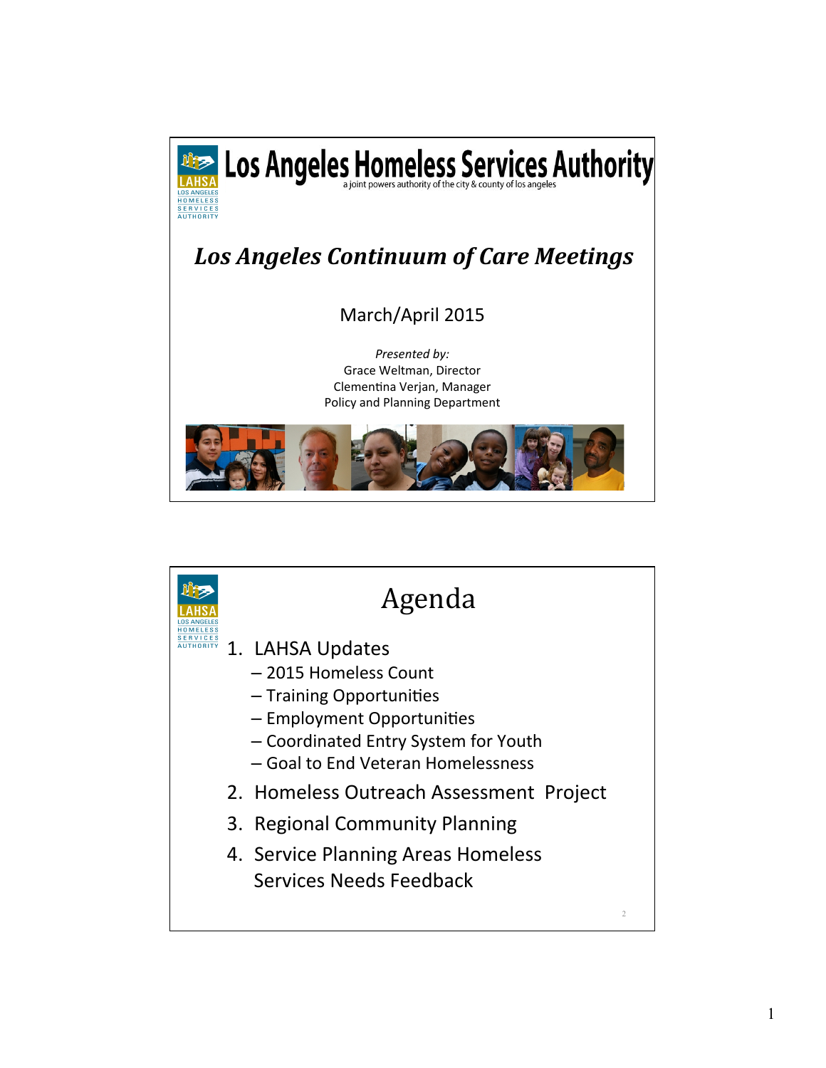# Los Angeles Homeless Services Authority

a joint powers authority of the city & county of los angeles

## *Los Angeles Continuum of Care Meetings*

March/April 2015

*Presented by:*
Grace Weltman, Director
Clementina Verjan, Manager
Policy and Planning Department

# Agenda

1. LAHSA Updates
   - 2015 Homeless Count
   - Training Opportunities
   - Employment Opportunities
   - Coordinated Entry System for Youth
   - Goal to End Veteran Homelessness
2. Homeless Outreach Assessment Project
3. Regional Community Planning
4. Service Planning Areas Homeless Services Needs Feedback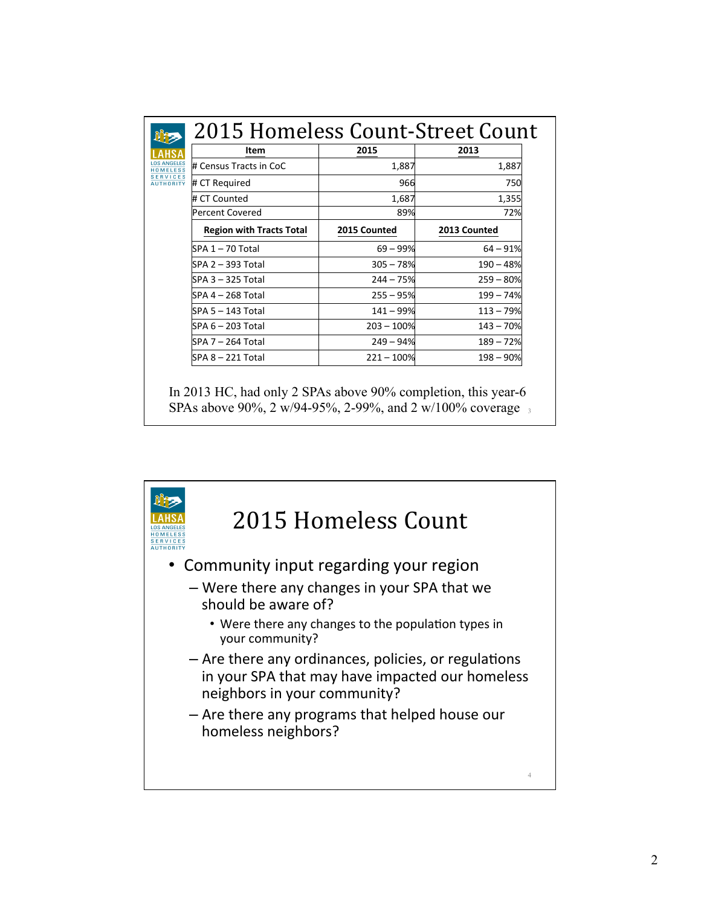# 2015 Homeless Count-Street Count

| Item | 2015 | 2013 |
|---|---|---|
| # Census Tracts in CoC | 1,887 | 1,887 |
| # CT Required | 966 | 750 |
| # CT Counted | 1,687 | 1,355 |
| Percent Covered | 89% | 72% |
| **Region with Tracts Total** | **2015 Counted** | **2013 Counted** |
| SPA 1 – 70 Total | 69 – 99% | 64 – 91% |
| SPA 2 – 393 Total | 305 – 78% | 190 – 48% |
| SPA 3 – 325 Total | 244 – 75% | 259 – 80% |
| SPA 4 – 268 Total | 255 – 95% | 199 – 74% |
| SPA 5 – 143 Total | 141 – 99% | 113 – 79% |
| SPA 6 – 203 Total | 203 – 100% | 143 – 70% |
| SPA 7 – 264 Total | 249 – 94% | 189 – 72% |
| SPA 8 – 221 Total | 221 – 100% | 198 – 90% |

In 2013 HC, had only 2 SPAs above 90% completion, this year-6 SPAs above 90%, 2 w/94-95%, 2-99%, and 2 w/100% coverage

# 2015 Homeless Count

- Community input regarding your region
  - Were there any changes in your SPA that we should be aware of?
    - Were there any changes to the population types in your community?
  - Are there any ordinances, policies, or regulations in your SPA that may have impacted our homeless neighbors in your community?
  - Are there any programs that helped house our homeless neighbors?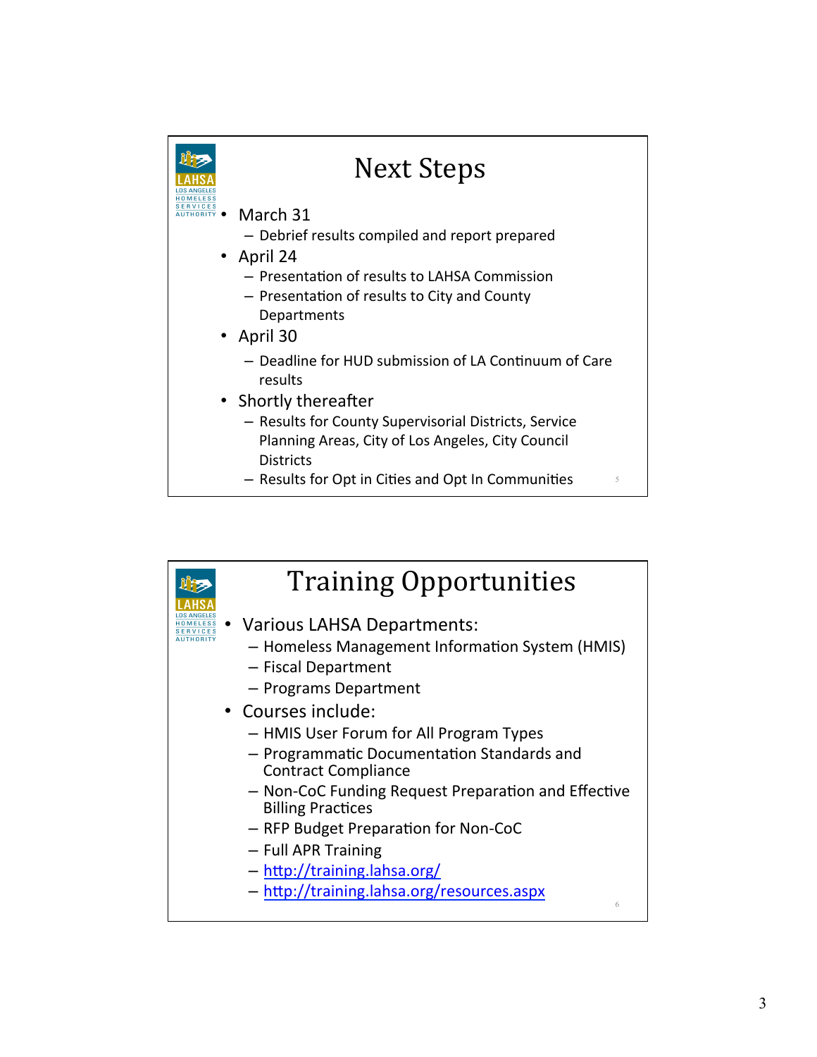## Next Steps

- March 31
  - Debrief results compiled and report prepared
- April 24
  - Presentation of results to LAHSA Commission
  - Presentation of results to City and County Departments
- April 30
  - Deadline for HUD submission of LA Continuum of Care results
- Shortly thereafter
  - Results for County Supervisorial Districts, Service Planning Areas, City of Los Angeles, City Council Districts
  - Results for Opt in Cities and Opt In Communities

## Training Opportunities

- Various LAHSA Departments:
  - Homeless Management Information System (HMIS)
  - Fiscal Department
  - Programs Department
- Courses include:
  - HMIS User Forum for All Program Types
  - Programmatic Documentation Standards and Contract Compliance
  - Non-CoC Funding Request Preparation and Effective Billing Practices
  - RFP Budget Preparation for Non-CoC
  - Full APR Training
  - http://training.lahsa.org/
  - http://training.lahsa.org/resources.aspx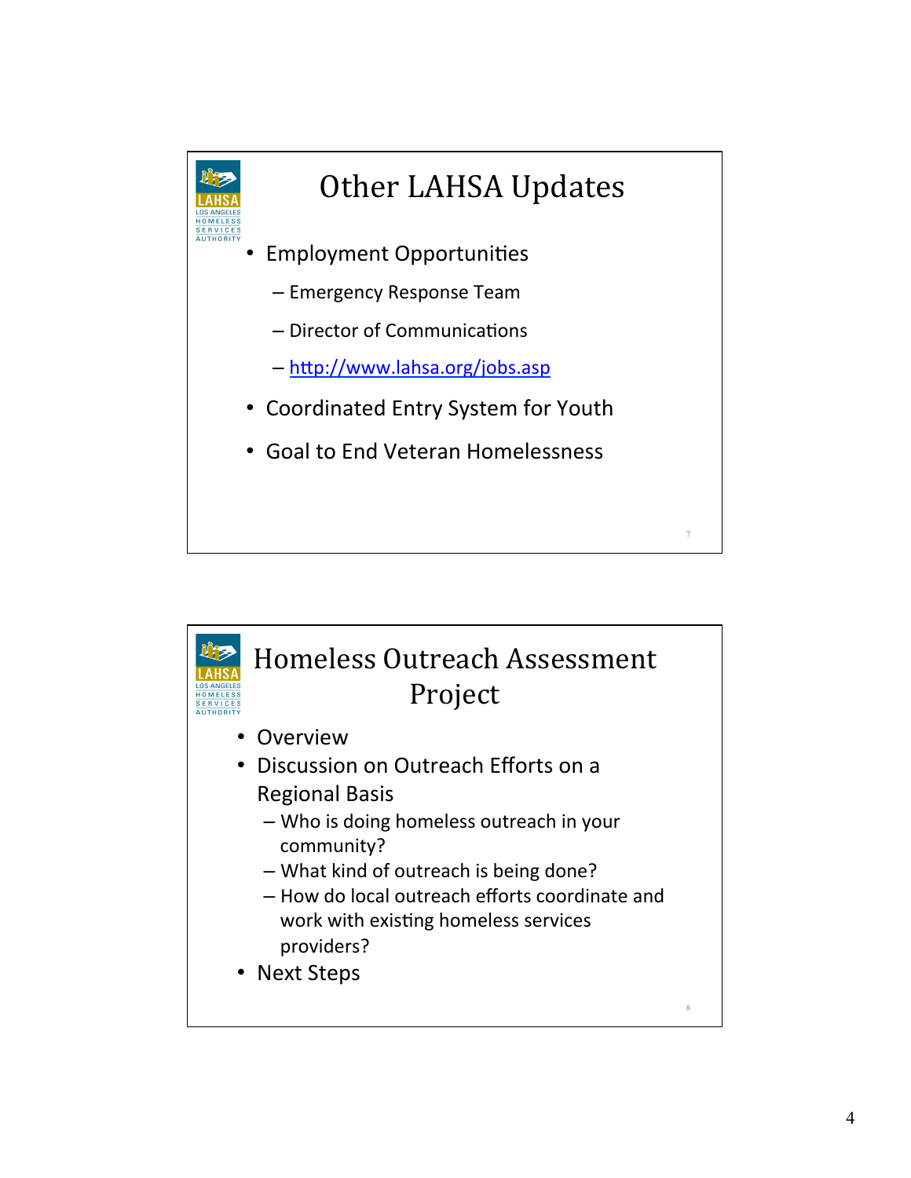# Other LAHSA Updates

- Employment Opportunities
  - Emergency Response Team
  - Director of Communications
  - http://www.lahsa.org/jobs.asp
- Coordinated Entry System for Youth
- Goal to End Veteran Homelessness

# Homeless Outreach Assessment Project

- Overview
- Discussion on Outreach Efforts on a Regional Basis
  - Who is doing homeless outreach in your community?
  - What kind of outreach is being done?
  - How do local outreach efforts coordinate and work with existing homeless services providers?
- Next Steps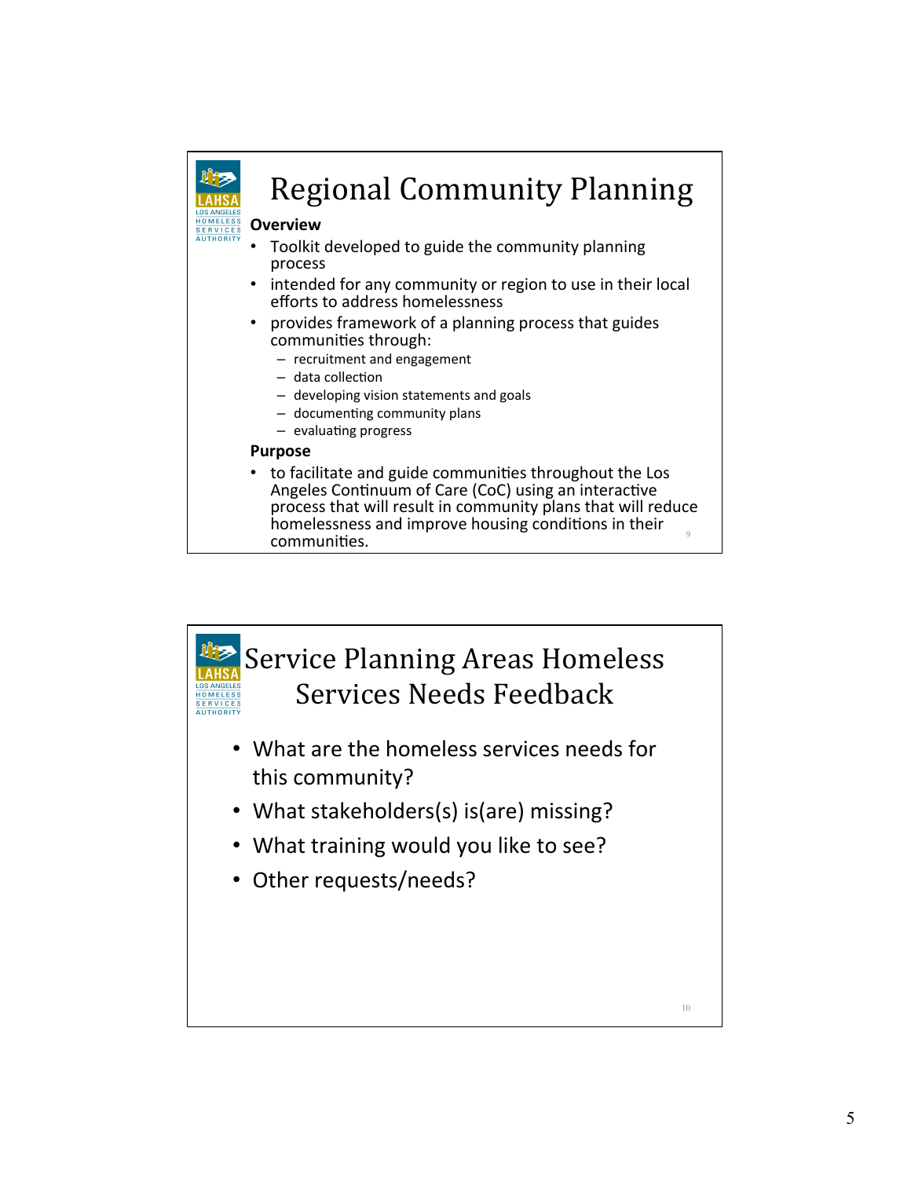## Regional Community Planning

**Overview**

- Toolkit developed to guide the community planning process
- intended for any community or region to use in their local efforts to address homelessness
- provides framework of a planning process that guides communities through:
  - recruitment and engagement
  - data collection
  - developing vision statements and goals
  - documenting community plans
  - evaluating progress

**Purpose**

- to facilitate and guide communities throughout the Los Angeles Continuum of Care (CoC) using an interactive process that will result in community plans that will reduce homelessness and improve housing conditions in their communities.

## Service Planning Areas Homeless Services Needs Feedback

- What are the homeless services needs for this community?
- What stakeholders(s) is(are) missing?
- What training would you like to see?
- Other requests/needs?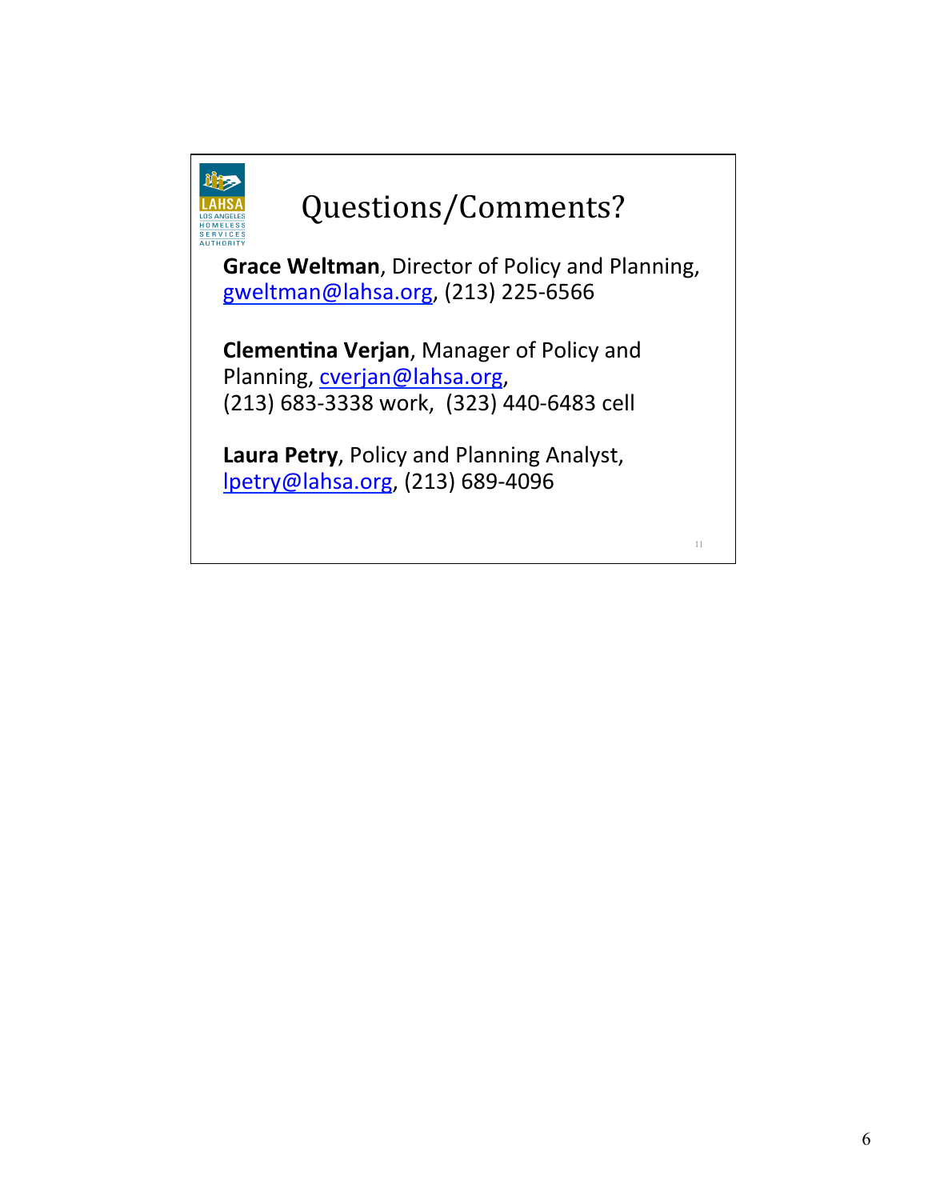# Questions/Comments?

**Grace Weltman**, Director of Policy and Planning, gweltman@lahsa.org, (213) 225-6566

**Clementina Verjan**, Manager of Policy and Planning, cverjan@lahsa.org,
(213) 683-3338 work, (323) 440-6483 cell

**Laura Petry**, Policy and Planning Analyst, lpetry@lahsa.org, (213) 689-4096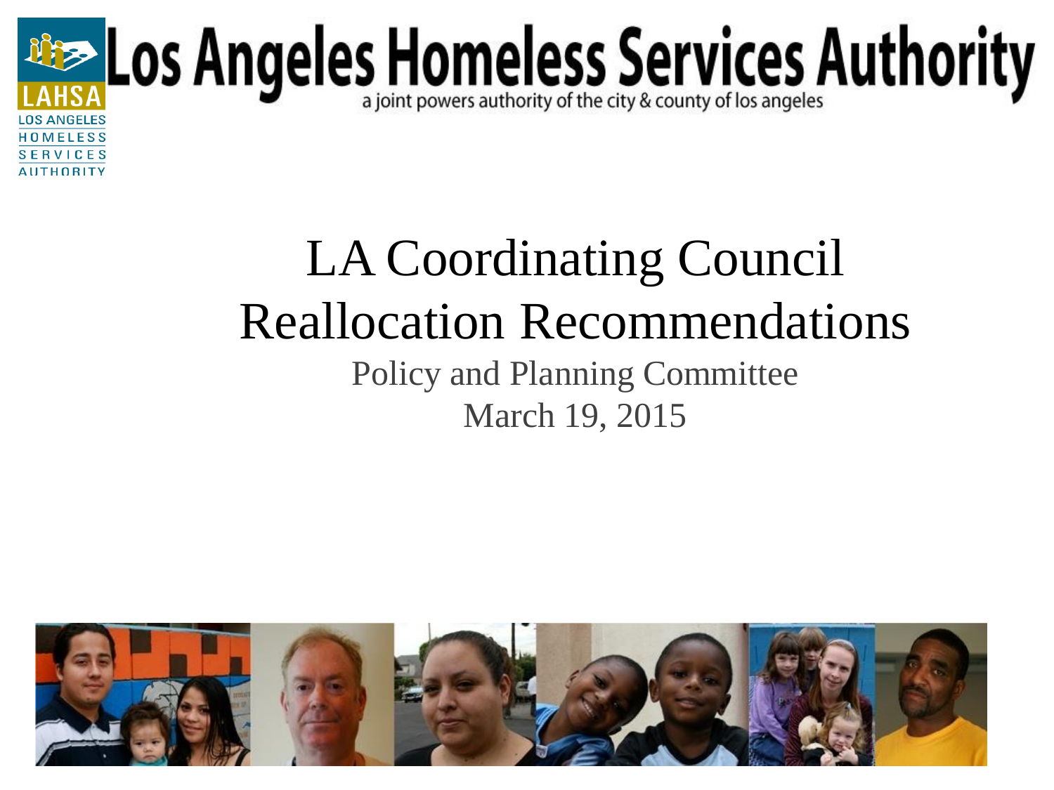Los Angeles Homeless Services Authority

a joint powers authority of the city & county of los angeles

# LA Coordinating Council Reallocation Recommendations

Policy and Planning Committee

March 19, 2015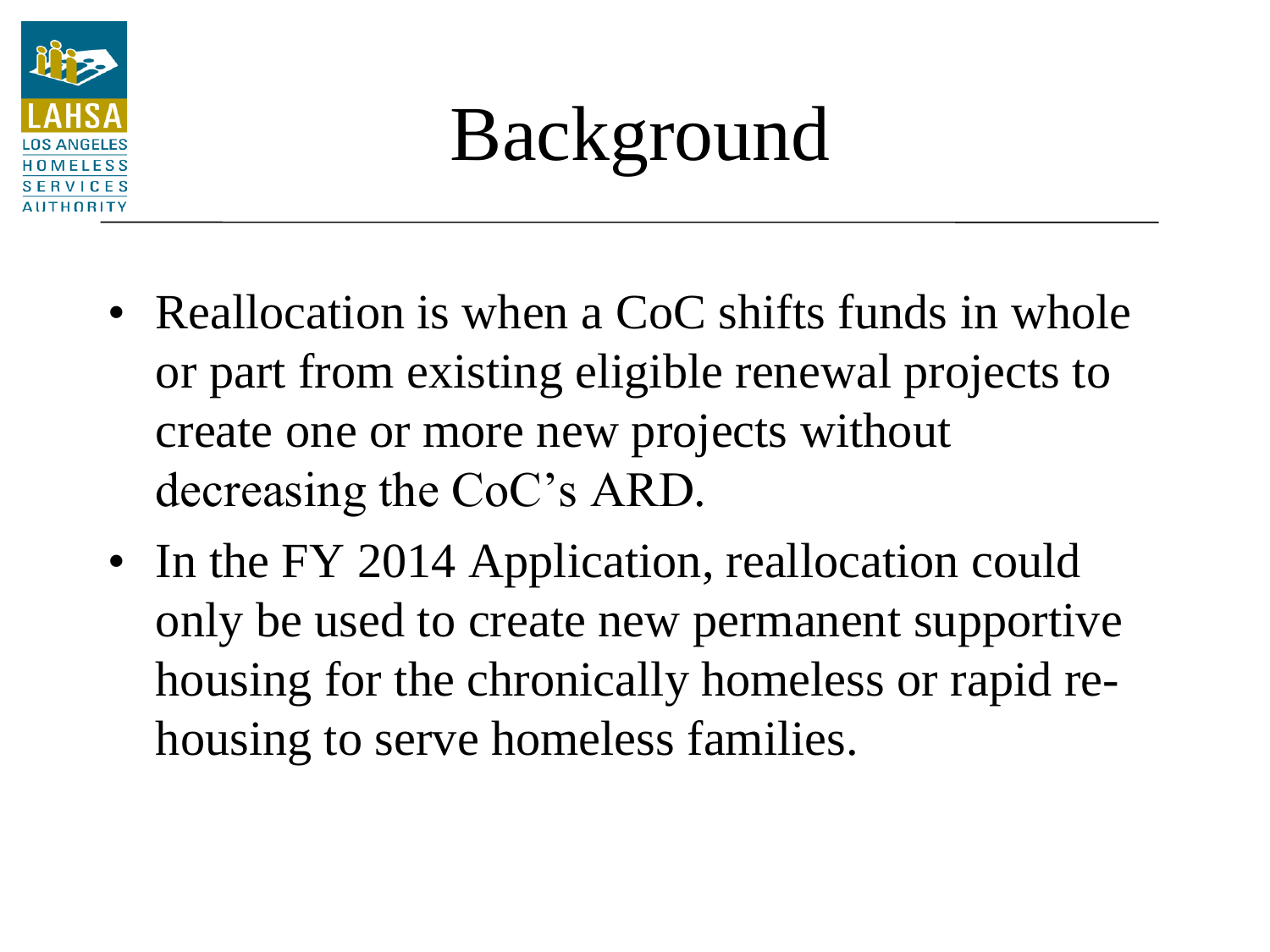# Background

- Reallocation is when a CoC shifts funds in whole or part from existing eligible renewal projects to create one or more new projects without decreasing the CoC's ARD.
- In the FY 2014 Application, reallocation could only be used to create new permanent supportive housing for the chronically homeless or rapid re-housing to serve homeless families.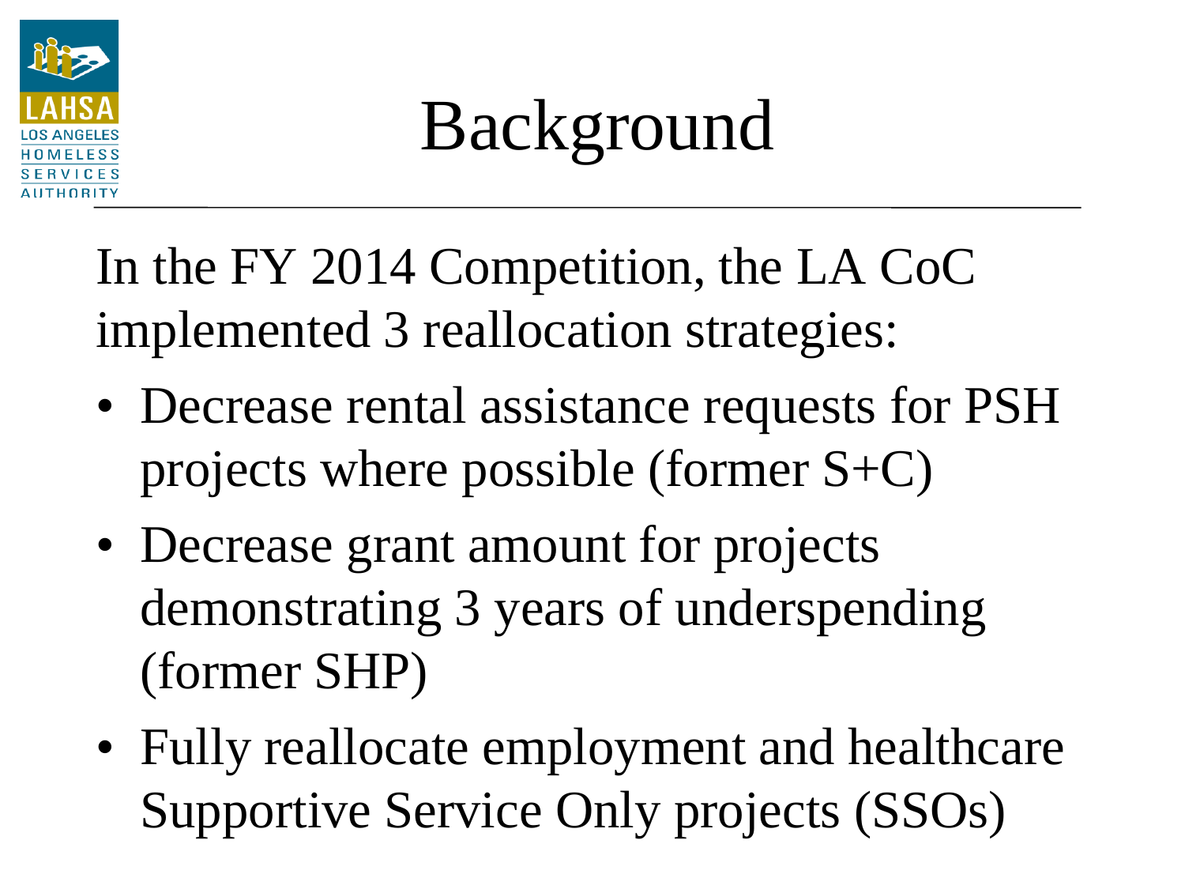# Background

In the FY 2014 Competition, the LA CoC implemented 3 reallocation strategies:

- Decrease rental assistance requests for PSH projects where possible (former S+C)
- Decrease grant amount for projects demonstrating 3 years of underspending (former SHP)
- Fully reallocate employment and healthcare Supportive Service Only projects (SSOs)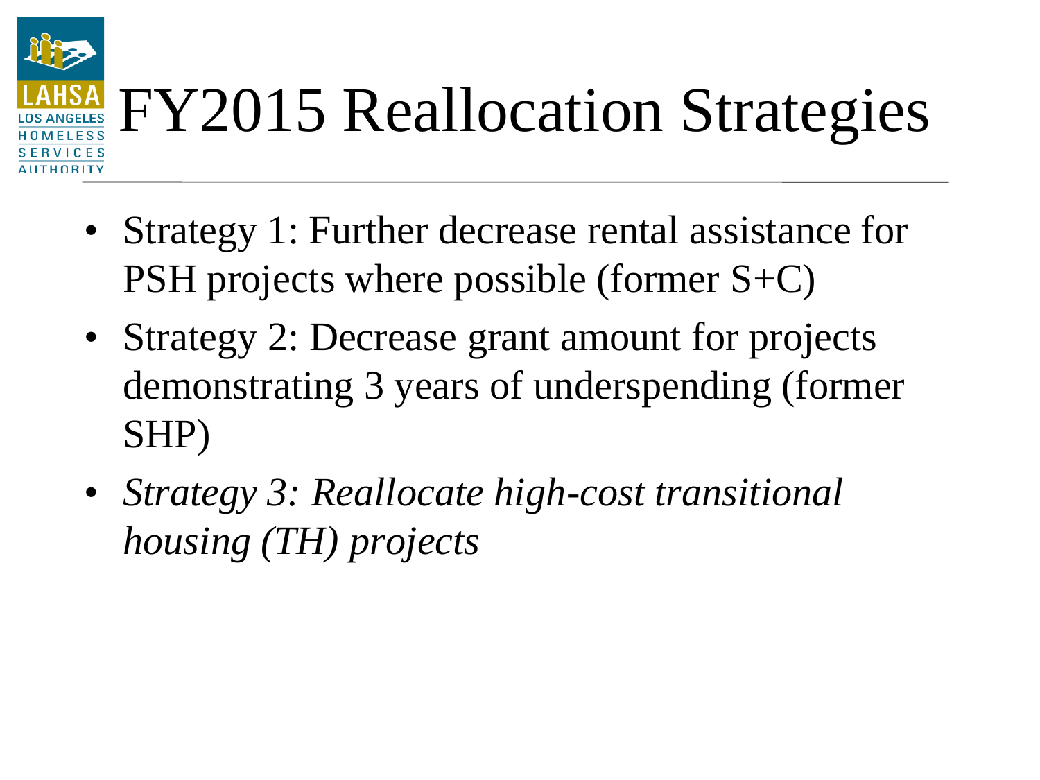# FY2015 Reallocation Strategies

- Strategy 1: Further decrease rental assistance for PSH projects where possible (former S+C)
- Strategy 2: Decrease grant amount for projects demonstrating 3 years of underspending (former SHP)
- *Strategy 3: Reallocate high-cost transitional housing (TH) projects*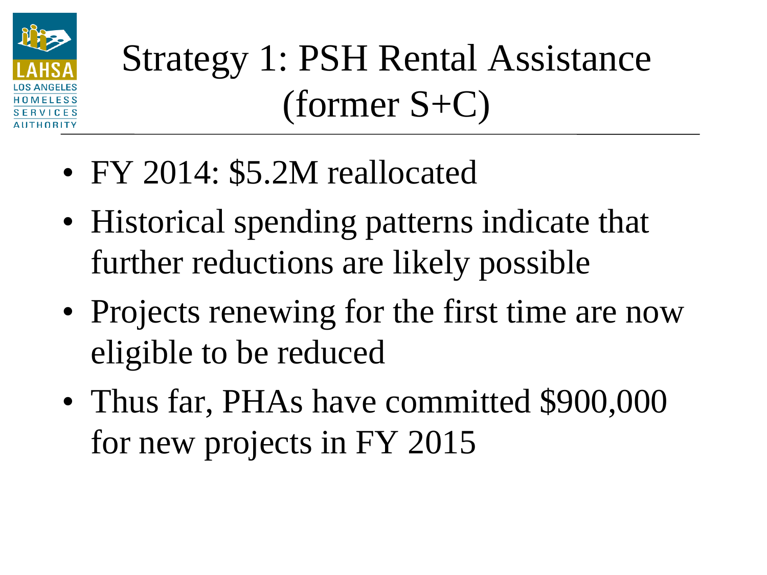# Strategy 1: PSH Rental Assistance (former S+C)

- FY 2014: $5.2M reallocated
- Historical spending patterns indicate that further reductions are likely possible
- Projects renewing for the first time are now eligible to be reduced
- Thus far, PHAs have committed $900,000 for new projects in FY 2015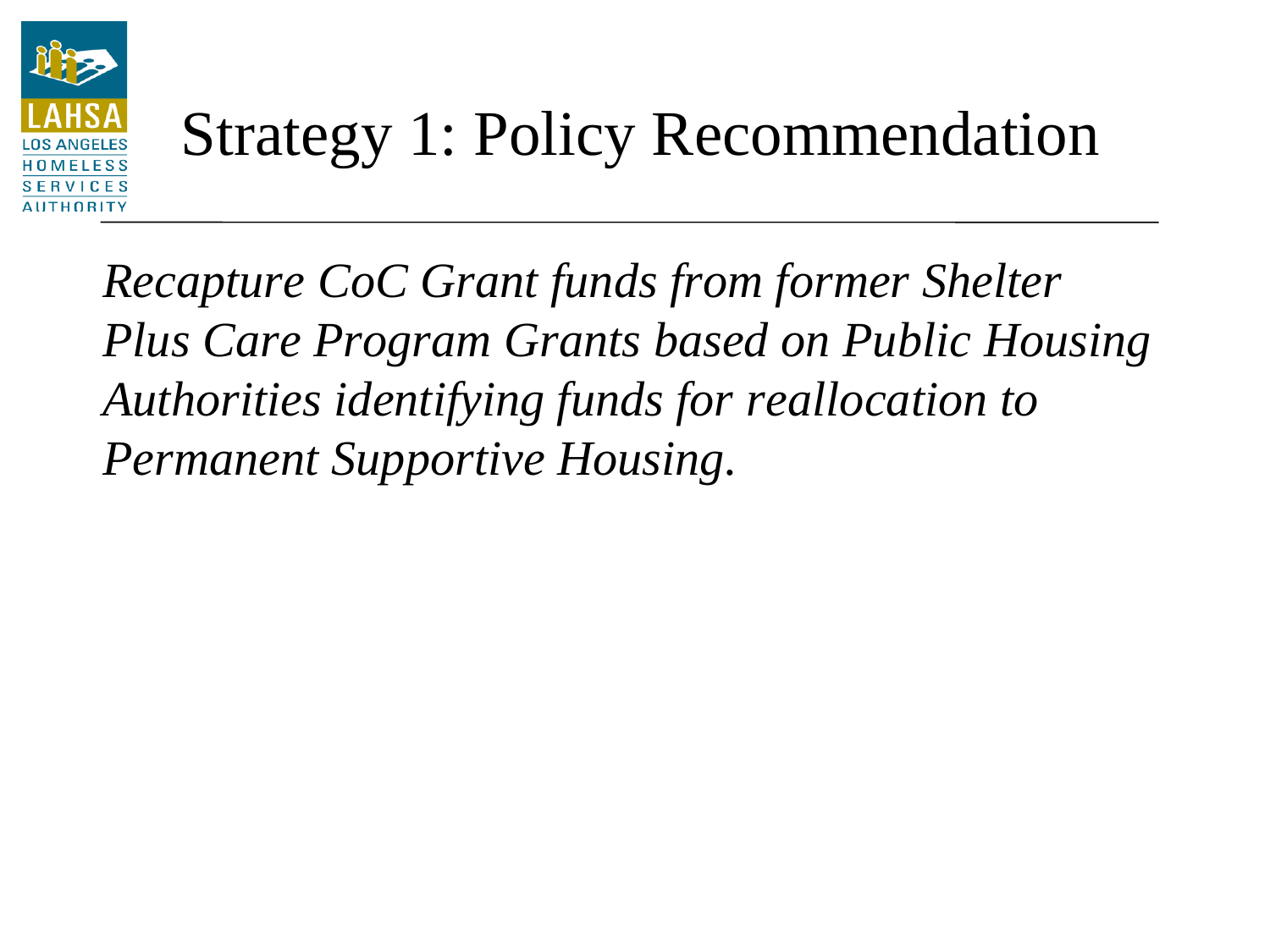# Strategy 1: Policy Recommendation

*Recapture CoC Grant funds from former Shelter Plus Care Program Grants based on Public Housing Authorities identifying funds for reallocation to Permanent Supportive Housing.*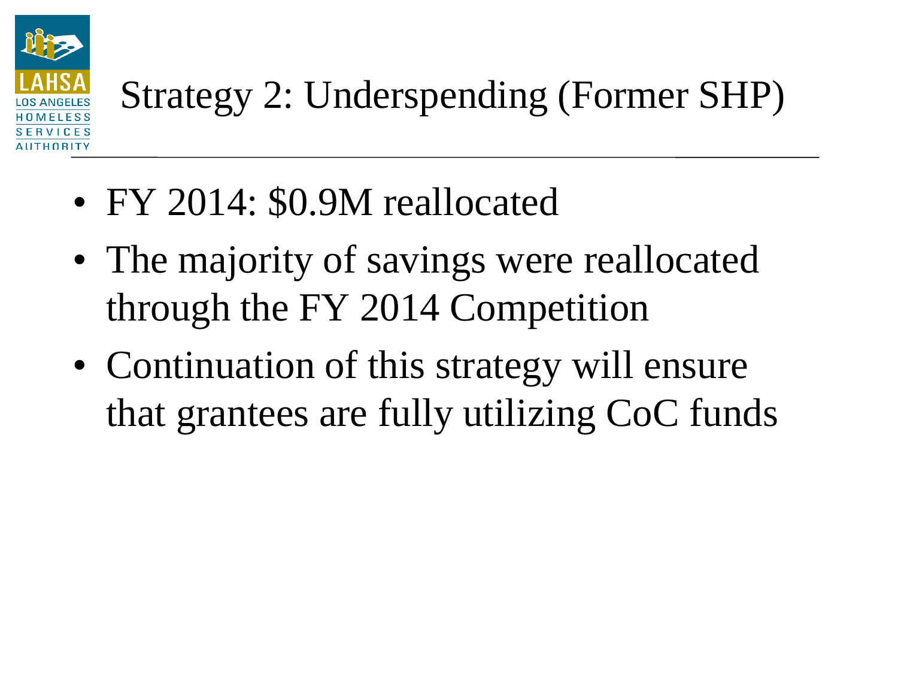# Strategy 2: Underspending (Former SHP)

- FY 2014: $0.9M reallocated
- The majority of savings were reallocated through the FY 2014 Competition
- Continuation of this strategy will ensure that grantees are fully utilizing CoC funds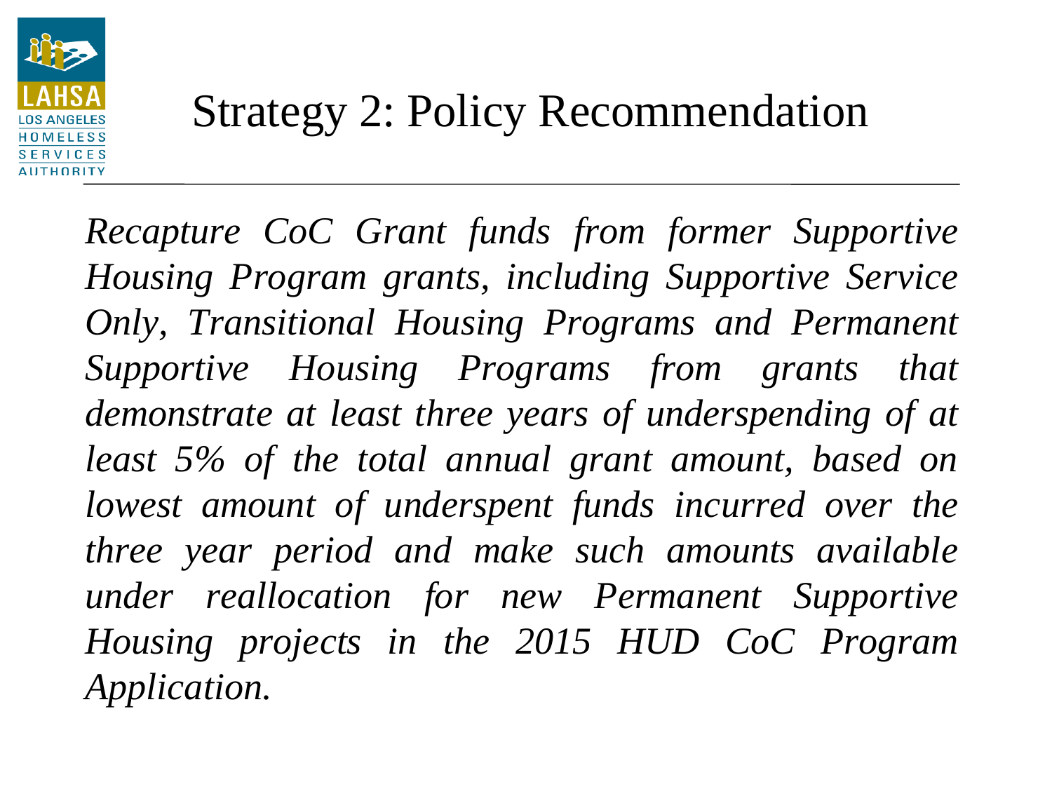# Strategy 2: Policy Recommendation

*Recapture CoC Grant funds from former Supportive Housing Program grants, including Supportive Service Only, Transitional Housing Programs and Permanent Supportive Housing Programs from grants that demonstrate at least three years of underspending of at least 5% of the total annual grant amount, based on lowest amount of underspent funds incurred over the three year period and make such amounts available under reallocation for new Permanent Supportive Housing projects in the 2015 HUD CoC Program Application.*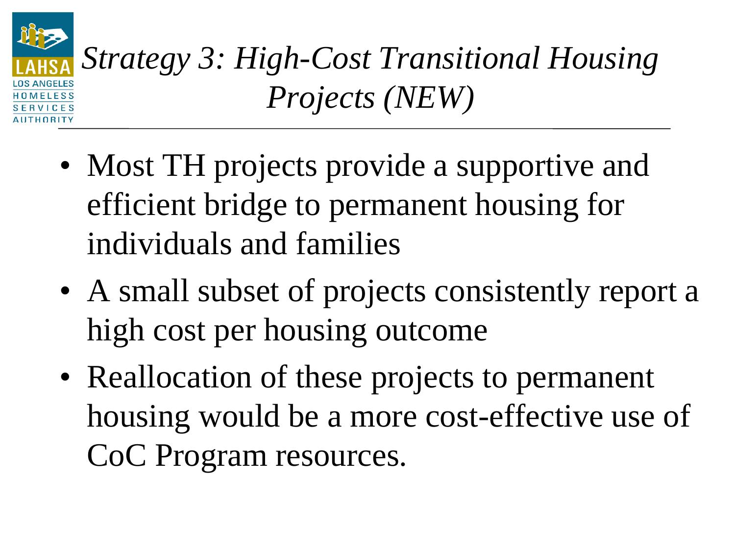# *Strategy 3: High-Cost Transitional Housing Projects (NEW)*

- Most TH projects provide a supportive and efficient bridge to permanent housing for individuals and families
- A small subset of projects consistently report a high cost per housing outcome
- Reallocation of these projects to permanent housing would be a more cost-effective use of CoC Program resources.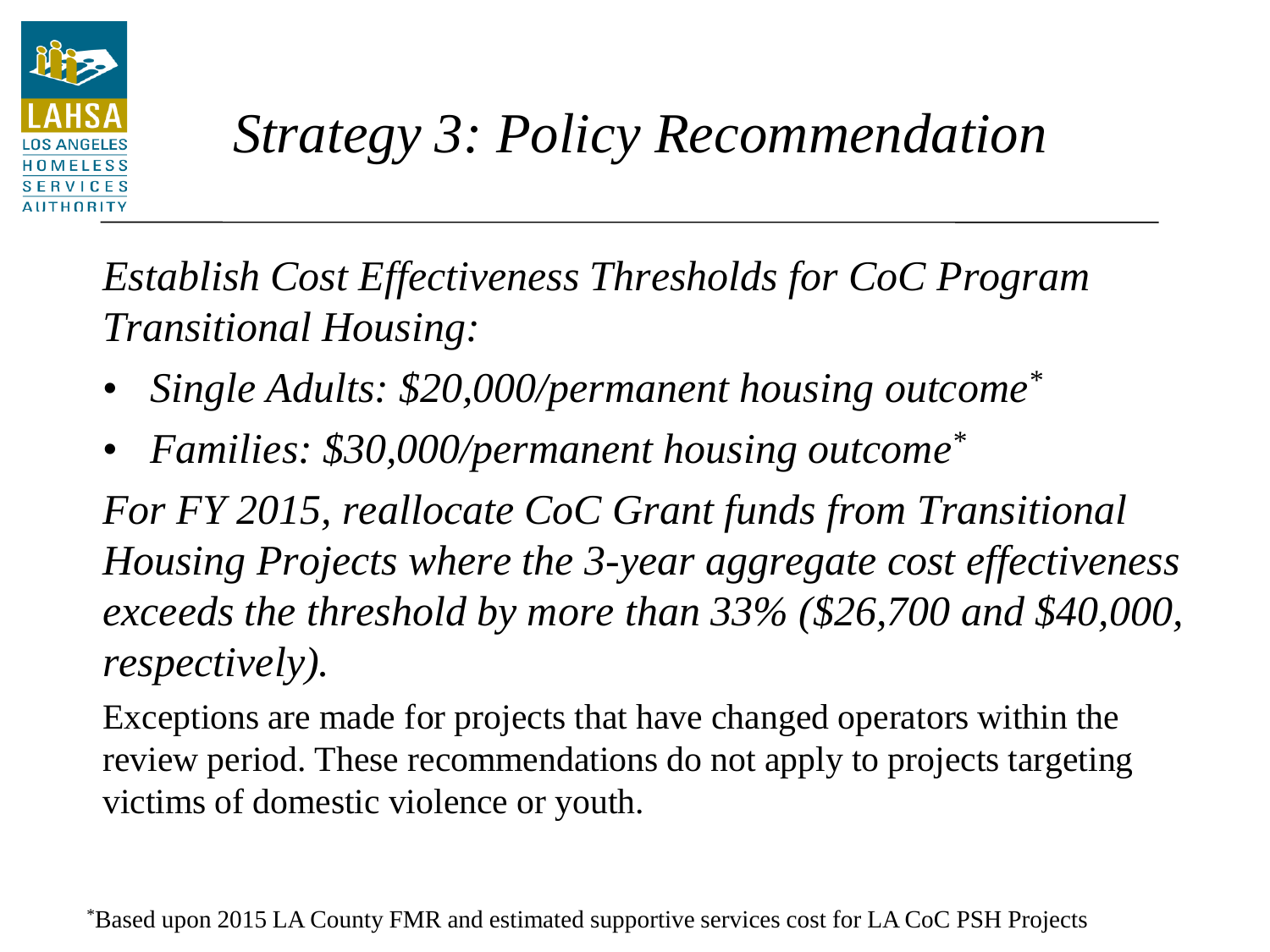# *Strategy 3: Policy Recommendation*

*Establish Cost Effectiveness Thresholds for CoC Program Transitional Housing:*

- *Single Adults: $20,000/permanent housing outcome**
- *Families: $30,000/permanent housing outcome**

*For FY 2015, reallocate CoC Grant funds from Transitional Housing Projects where the 3-year aggregate cost effectiveness exceeds the threshold by more than 33% ($26,700 and $40,000, respectively).*

Exceptions are made for projects that have changed operators within the review period. These recommendations do not apply to projects targeting victims of domestic violence or youth.

*Based upon 2015 LA County FMR and estimated supportive services cost for LA CoC PSH Projects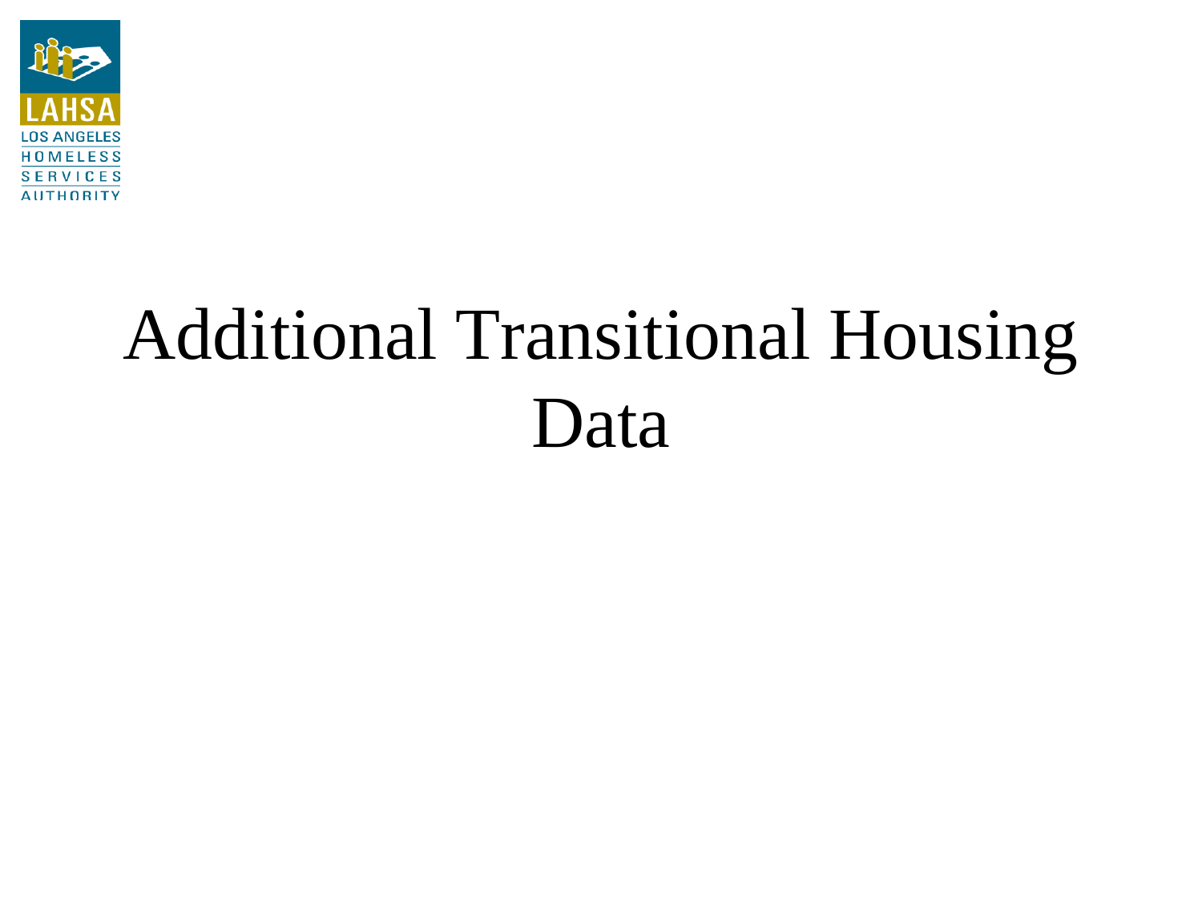# Additional Transitional Housing Data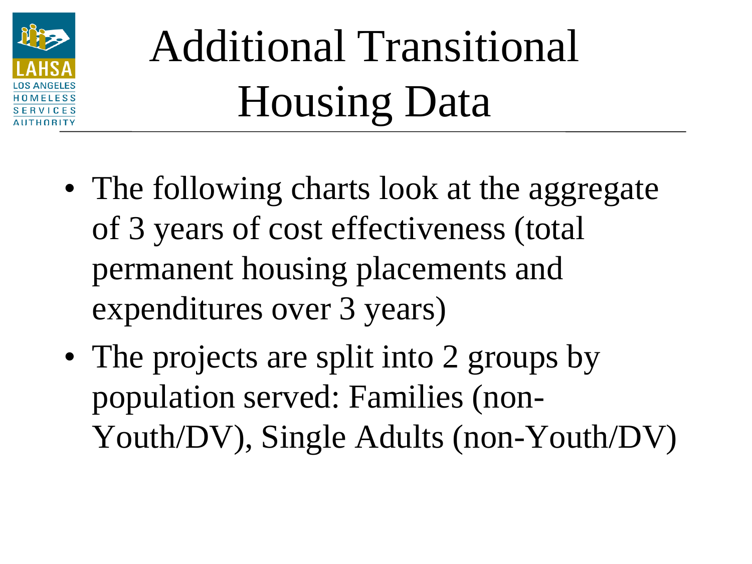# Additional Transitional Housing Data

- The following charts look at the aggregate of 3 years of cost effectiveness (total permanent housing placements and expenditures over 3 years)
- The projects are split into 2 groups by population served: Families (non-Youth/DV), Single Adults (non-Youth/DV)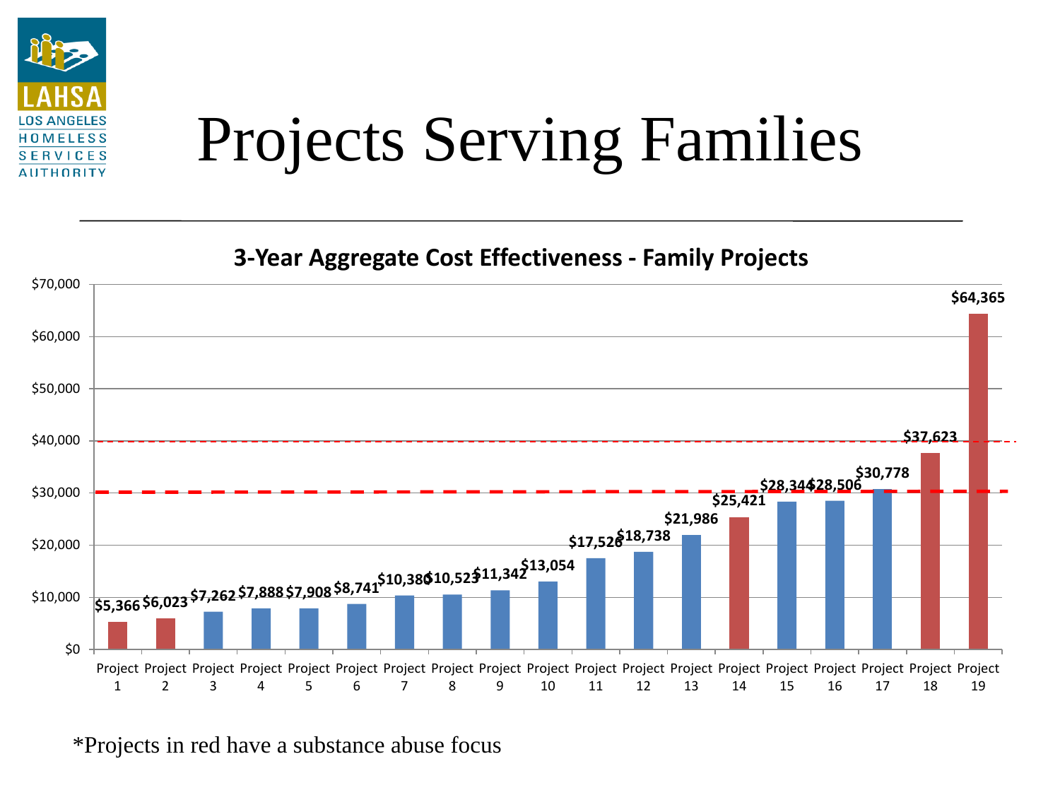# Projects Serving Families

3-Year Aggregate Cost Effectiveness - Family Projects

$70,000
$60,000
$50,000
$40,000
$30,000
$20,000
$10,000
$0

$5,366 $6,023 $7,262 $7,888 $7,908 $8,741 $10,380 $10,523 $11,342 $13,054 $17,526 $18,738 $21,986 $25,421 $28,344 $28,506 $30,778 $37,623 $64,365

Project 1, Project 2, Project 3, Project 4, Project 5, Project 6, Project 7, Project 8, Project 9, Project 10, Project 11, Project 12, Project 13, Project 14, Project 15, Project 16, Project 17, Project 18, Project 19

*Projects in red have a substance abuse focus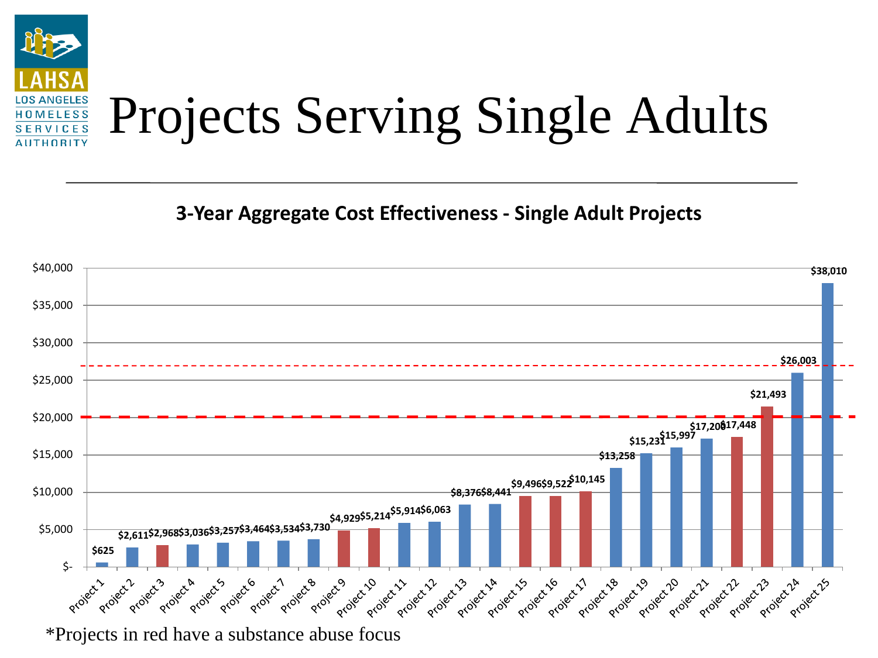# Projects Serving Single Adults

**3-Year Aggregate Cost Effectiveness - Single Adult Projects**

| Project | Cost |
|---|---|
| Project 1 | $625 |
| Project 2 | $2,611 |
| Project 3 | $2,968 |
| Project 4 | $3,036 |
| Project 5 | $3,257 |
| Project 6 | $3,464 |
| Project 7 | $3,534 |
| Project 8 | $3,730 |
| Project 9 | $4,929 |
| Project 10 | $5,214 |
| Project 11 | $5,914 |
| Project 12 | $6,063 |
| Project 13 | $8,376 |
| Project 14 | $8,441 |
| Project 15 | $9,496 |
| Project 16 | $9,522 |
| Project 17 | $10,145 |
| Project 18 | $13,258 |
| Project 19 | $15,231 |
| Project 20 | $15,997 |
| Project 21 | $17,200 |
| Project 22 | $17,448 |
| Project 23 | $21,493 |
| Project 24 | $26,003 |
| Project 25 | $38,010 |

*Projects in red have a substance abuse focus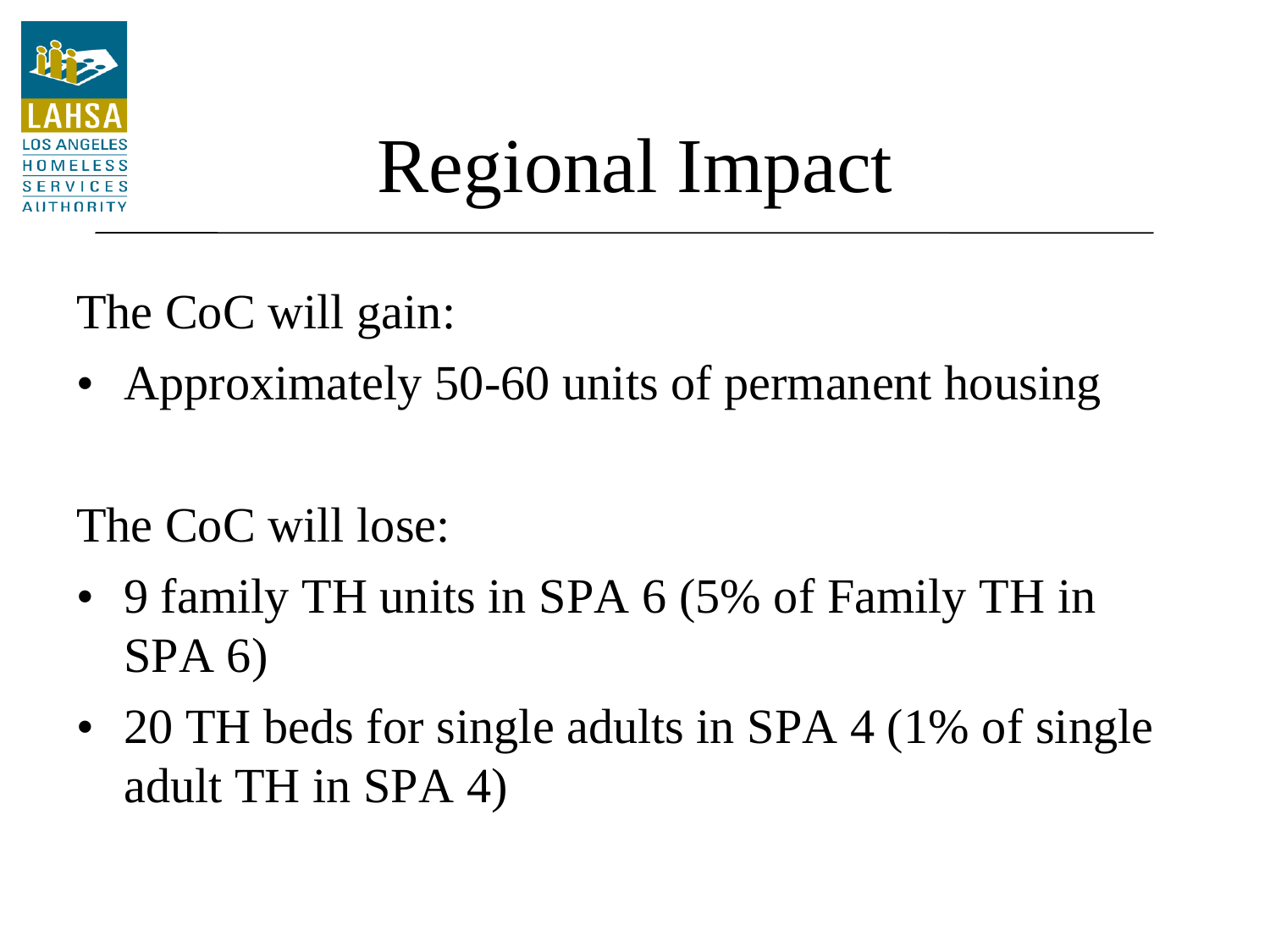# Regional Impact

The CoC will gain:

- Approximately 50-60 units of permanent housing

The CoC will lose:

- 9 family TH units in SPA 6 (5% of Family TH in SPA 6)
- 20 TH beds for single adults in SPA 4 (1% of single adult TH in SPA 4)